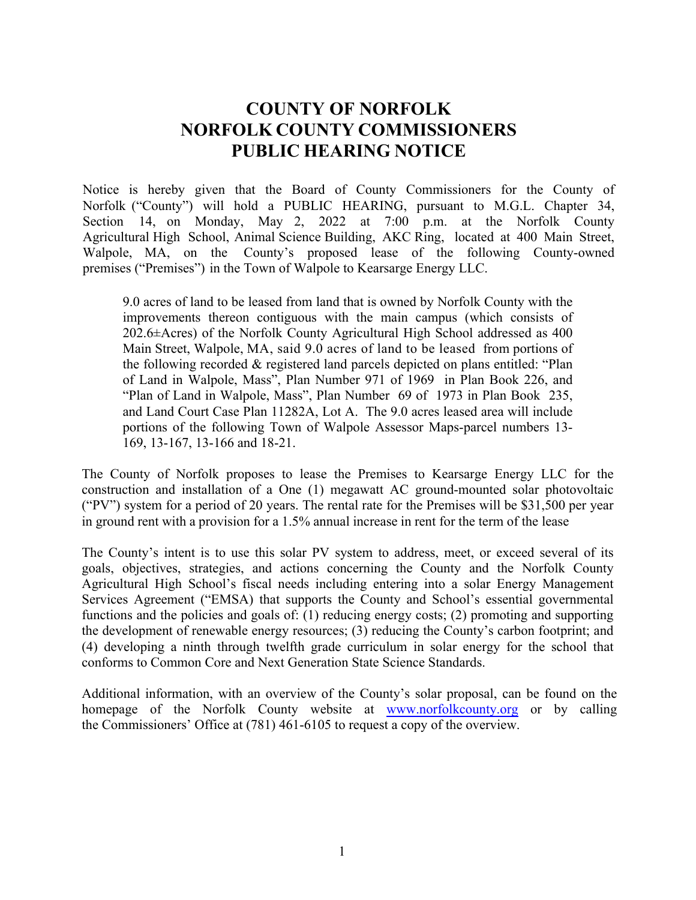# COUNTY OF NORFOLK
# NORFOLK COUNTY COMMISSIONERS
# PUBLIC HEARING NOTICE

Notice is hereby given that the Board of County Commissioners for the County of Norfolk ("County") will hold a PUBLIC HEARING, pursuant to M.G.L. Chapter 34, Section 14, on Monday, May 2, 2022 at 7:00 p.m. at the Norfolk County Agricultural High School, Animal Science Building, AKC Ring, located at 400 Main Street, Walpole, MA, on the County's proposed lease of the following County-owned premises ("Premises") in the Town of Walpole to Kearsarge Energy LLC.

> 9.0 acres of land to be leased from land that is owned by Norfolk County with the improvements thereon contiguous with the main campus (which consists of 202.6±Acres) of the Norfolk County Agricultural High School addressed as 400 Main Street, Walpole, MA, said 9.0 acres of land to be leased from portions of the following recorded & registered land parcels depicted on plans entitled: "Plan of Land in Walpole, Mass", Plan Number 971 of 1969 in Plan Book 226, and "Plan of Land in Walpole, Mass", Plan Number 69 of 1973 in Plan Book 235, and Land Court Case Plan 11282A, Lot A. The 9.0 acres leased area will include portions of the following Town of Walpole Assessor Maps-parcel numbers 13-169, 13-167, 13-166 and 18-21.

The County of Norfolk proposes to lease the Premises to Kearsarge Energy LLC for the construction and installation of a One (1) megawatt AC ground-mounted solar photovoltaic ("PV") system for a period of 20 years. The rental rate for the Premises will be $31,500 per year in ground rent with a provision for a 1.5% annual increase in rent for the term of the lease

The County's intent is to use this solar PV system to address, meet, or exceed several of its goals, objectives, strategies, and actions concerning the County and the Norfolk County Agricultural High School's fiscal needs including entering into a solar Energy Management Services Agreement ("EMSA) that supports the County and School's essential governmental functions and the policies and goals of: (1) reducing energy costs; (2) promoting and supporting the development of renewable energy resources; (3) reducing the County's carbon footprint; and (4) developing a ninth through twelfth grade curriculum in solar energy for the school that conforms to Common Core and Next Generation State Science Standards.

Additional information, with an overview of the County's solar proposal, can be found on the homepage of the Norfolk County website at [www.norfolkcounty.org](http://www.norfolkcounty.org) or by calling the Commissioners' Office at (781) 461-6105 to request a copy of the overview.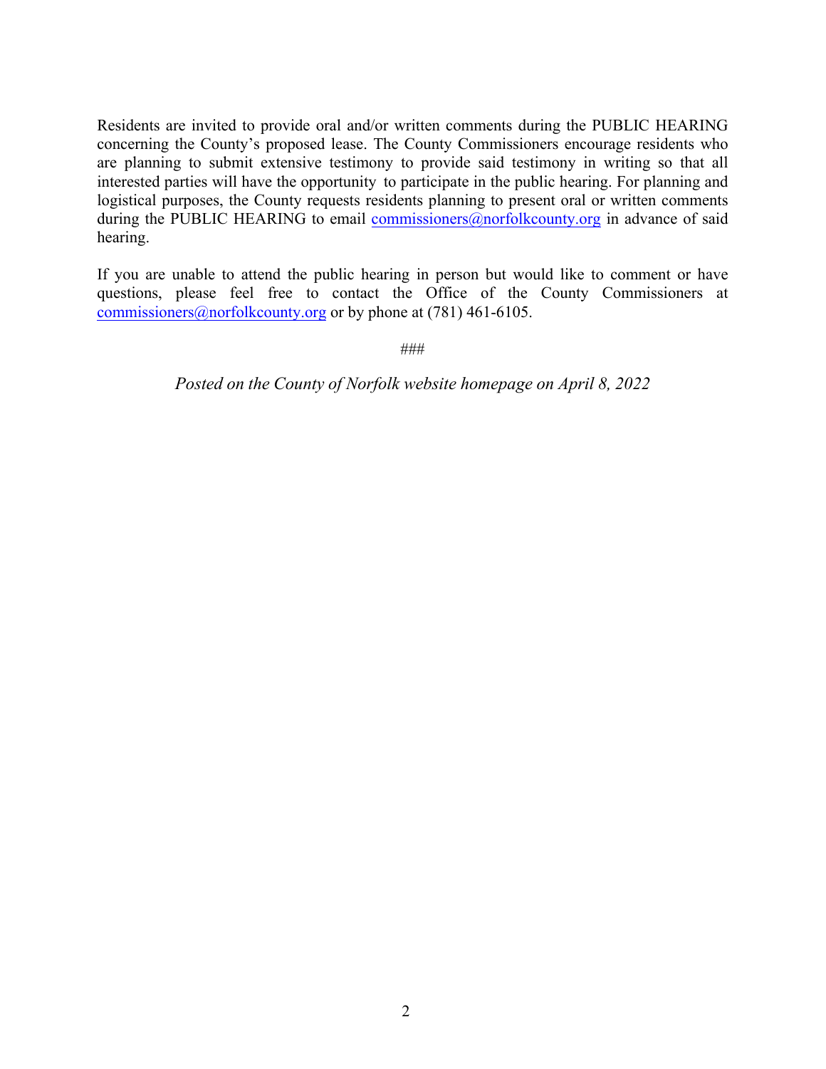Residents are invited to provide oral and/or written comments during the PUBLIC HEARING concerning the County's proposed lease. The County Commissioners encourage residents who are planning to submit extensive testimony to provide said testimony in writing so that all interested parties will have the opportunity to participate in the public hearing. For planning and logistical purposes, the County requests residents planning to present oral or written comments during the PUBLIC HEARING to email commissioners@norfolkcounty.org in advance of said hearing.

If you are unable to attend the public hearing in person but would like to comment or have questions, please feel free to contact the Office of the County Commissioners at commissioners@norfolkcounty.org or by phone at (781) 461-6105.

###

*Posted on the County of Norfolk website homepage on April 8, 2022*